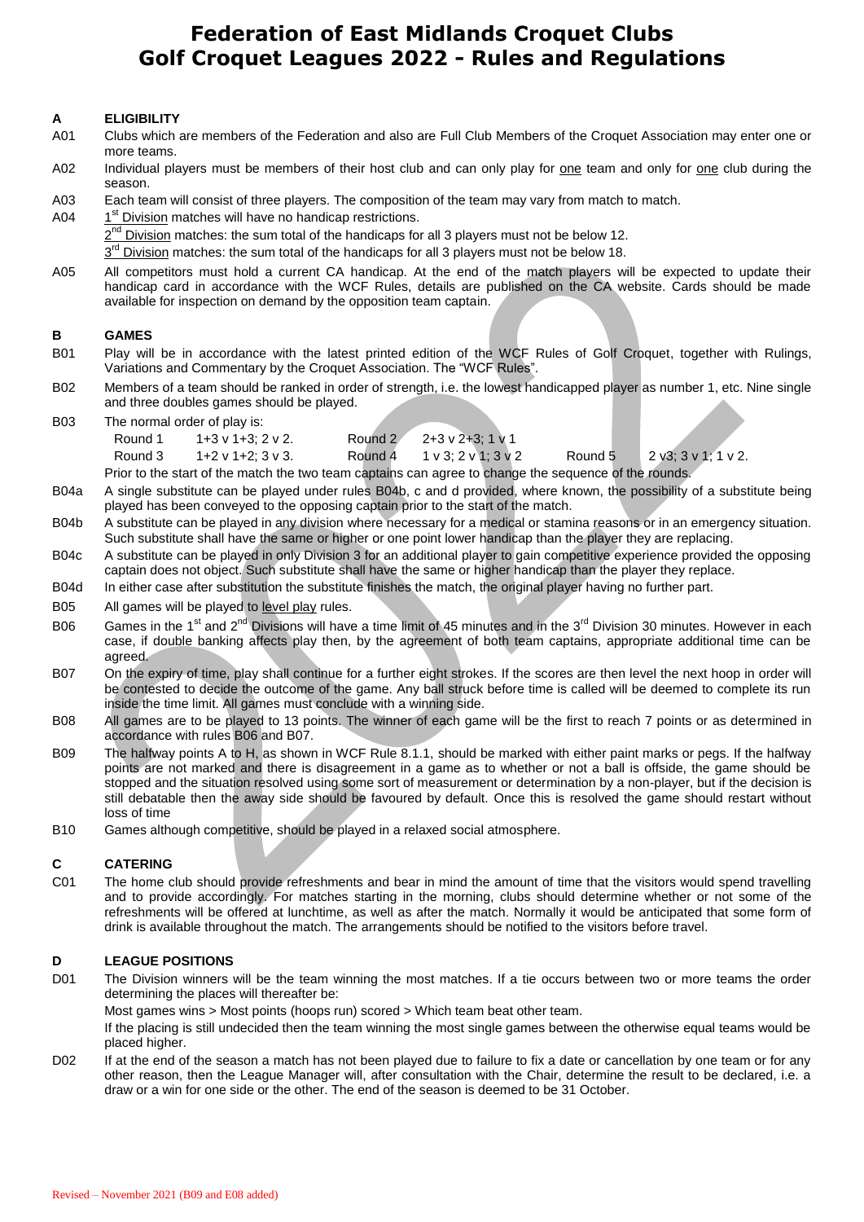# Federation of East Midlands Croquet Clubs
# Golf Croquet Leagues 2022 - Rules and Regulations

## A ELIGIBILITY

A01 Clubs which are members of the Federation and also are Full Club Members of the Croquet Association may enter one or more teams.

A02 Individual players must be members of their host club and can only play for one team and only for one club during the season.

A03 Each team will consist of three players. The composition of the team may vary from match to match.

A04 1st Division matches will have no handicap restrictions.
2nd Division matches: the sum total of the handicaps for all 3 players must not be below 12.
3rd Division matches: the sum total of the handicaps for all 3 players must not be below 18.

A05 All competitors must hold a current CA handicap. At the end of the match players will be expected to update their handicap card in accordance with the WCF Rules, details are published on the CA website. Cards should be made available for inspection on demand by the opposition team captain.

## B GAMES

B01 Play will be in accordance with the latest printed edition of the WCF Rules of Golf Croquet, together with Rulings, Variations and Commentary by the Croquet Association. The "WCF Rules".

B02 Members of a team should be ranked in order of strength, i.e. the lowest handicapped player as number 1, etc. Nine single and three doubles games should be played.

B03 The normal order of play is:

| | | | | | |
|---|---|---|---|---|---|
| Round 1 | 1+3 v 1+3; 2 v 2. | Round 2 | 2+3 v 2+3; 1 v 1 | | |
| Round 3 | 1+2 v 1+2; 3 v 3. | Round 4 | 1 v 3; 2 v 1; 3 v 2 | Round 5 | 2 v3; 3 v 1; 1 v 2. |

Prior to the start of the match the two team captains can agree to change the sequence of the rounds.

B04a A single substitute can be played under rules B04b, c and d provided, where known, the possibility of a substitute being played has been conveyed to the opposing captain prior to the start of the match.

B04b A substitute can be played in any division where necessary for a medical or stamina reasons or in an emergency situation. Such substitute shall have the same or higher or one point lower handicap than the player they are replacing.

B04c A substitute can be played in only Division 3 for an additional player to gain competitive experience provided the opposing captain does not object. Such substitute shall have the same or higher handicap than the player they replace.

B04d In either case after substitution the substitute finishes the match, the original player having no further part.

B05 All games will be played to level play rules.

B06 Games in the 1st and 2nd Divisions will have a time limit of 45 minutes and in the 3rd Division 30 minutes. However in each case, if double banking affects play then, by the agreement of both team captains, appropriate additional time can be agreed.

B07 On the expiry of time, play shall continue for a further eight strokes. If the scores are then level the next hoop in order will be contested to decide the outcome of the game. Any ball struck before time is called will be deemed to complete its run inside the time limit. All games must conclude with a winning side.

B08 All games are to be played to 13 points. The winner of each game will be the first to reach 7 points or as determined in accordance with rules B06 and B07.

B09 The halfway points A to H, as shown in WCF Rule 8.1.1, should be marked with either paint marks or pegs. If the halfway points are not marked and there is disagreement in a game as to whether or not a ball is offside, the game should be stopped and the situation resolved using some sort of measurement or determination by a non-player, but if the decision is still debatable then the away side should be favoured by default. Once this is resolved the game should restart without loss of time

B10 Games although competitive, should be played in a relaxed social atmosphere.

## C CATERING

C01 The home club should provide refreshments and bear in mind the amount of time that the visitors would spend travelling and to provide accordingly. For matches starting in the morning, clubs should determine whether or not some of the refreshments will be offered at lunchtime, as well as after the match. Normally it would be anticipated that some form of drink is available throughout the match. The arrangements should be notified to the visitors before travel.

## D LEAGUE POSITIONS

D01 The Division winners will be the team winning the most matches. If a tie occurs between two or more teams the order determining the places will thereafter be:

Most games wins > Most points (hoops run) scored > Which team beat other team.

If the placing is still undecided then the team winning the most single games between the otherwise equal teams would be placed higher.

D02 If at the end of the season a match has not been played due to failure to fix a date or cancellation by one team or for any other reason, then the League Manager will, after consultation with the Chair, determine the result to be declared, i.e. a draw or a win for one side or the other. The end of the season is deemed to be 31 October.

Revised – November 2021 (B09 and E08 added)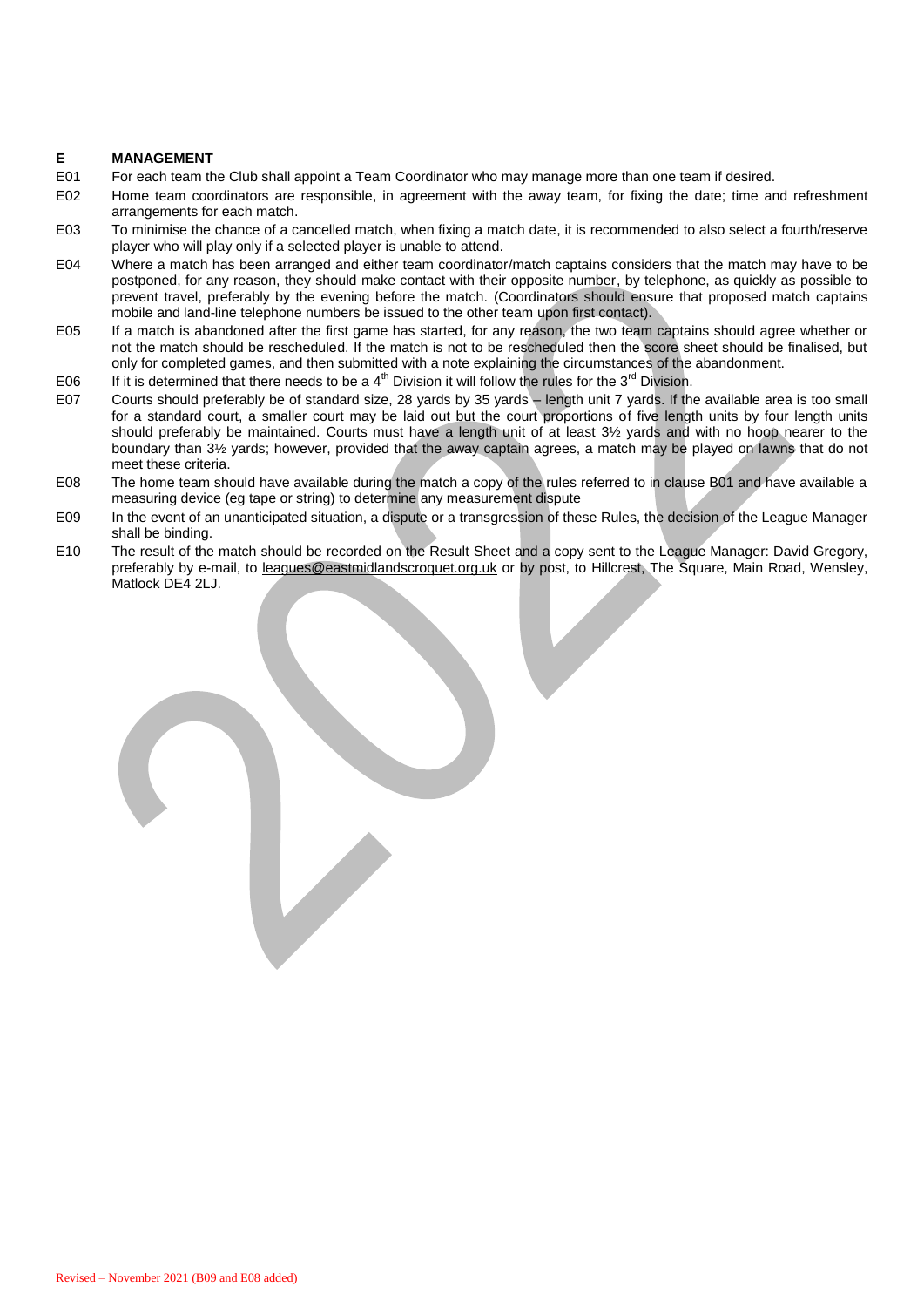## E MANAGEMENT

E01 For each team the Club shall appoint a Team Coordinator who may manage more than one team if desired.

E02 Home team coordinators are responsible, in agreement with the away team, for fixing the date; time and refreshment arrangements for each match.

E03 To minimise the chance of a cancelled match, when fixing a match date, it is recommended to also select a fourth/reserve player who will play only if a selected player is unable to attend.

E04 Where a match has been arranged and either team coordinator/match captains considers that the match may have to be postponed, for any reason, they should make contact with their opposite number, by telephone, as quickly as possible to prevent travel, preferably by the evening before the match. (Coordinators should ensure that proposed match captains mobile and land-line telephone numbers be issued to the other team upon first contact).

E05 If a match is abandoned after the first game has started, for any reason, the two team captains should agree whether or not the match should be rescheduled. If the match is not to be rescheduled then the score sheet should be finalised, but only for completed games, and then submitted with a note explaining the circumstances of the abandonment.

E06 If it is determined that there needs to be a 4th Division it will follow the rules for the 3rd Division.

E07 Courts should preferably be of standard size, 28 yards by 35 yards – length unit 7 yards. If the available area is too small for a standard court, a smaller court may be laid out but the court proportions of five length units by four length units should preferably be maintained. Courts must have a length unit of at least 3½ yards and with no hoop nearer to the boundary than 3½ yards; however, provided that the away captain agrees, a match may be played on lawns that do not meet these criteria.

E08 The home team should have available during the match a copy of the rules referred to in clause B01 and have available a measuring device (eg tape or string) to determine any measurement dispute

E09 In the event of an unanticipated situation, a dispute or a transgression of these Rules, the decision of the League Manager shall be binding.

E10 The result of the match should be recorded on the Result Sheet and a copy sent to the League Manager: David Gregory, preferably by e-mail, to leagues@eastmidlandscroquet.org.uk or by post, to Hillcrest, The Square, Main Road, Wensley, Matlock DE4 2LJ.

Revised – November 2021 (B09 and E08 added)